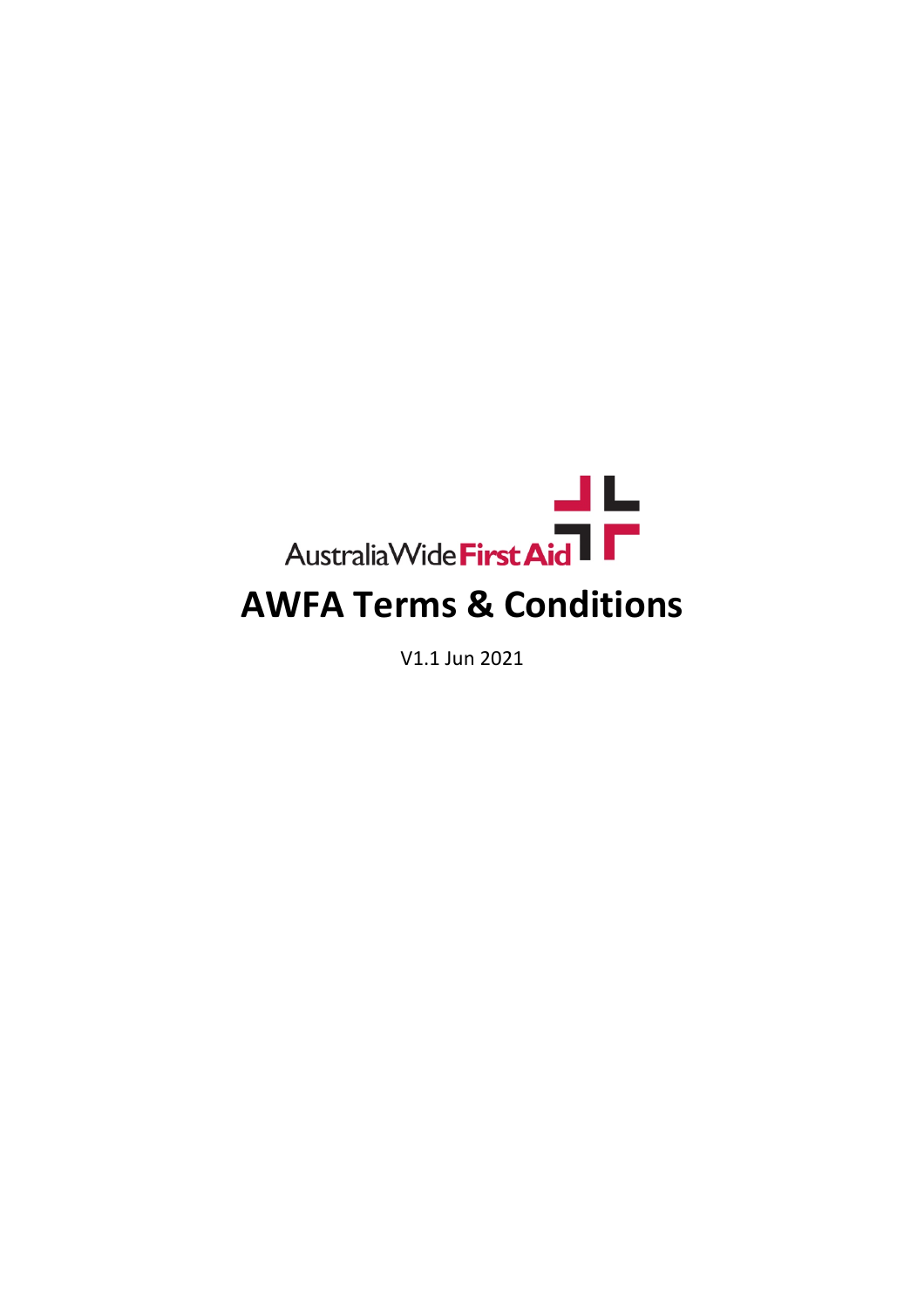Australia Wide First Aid

# AWFA Terms & Conditions

V1.1 Jun 2021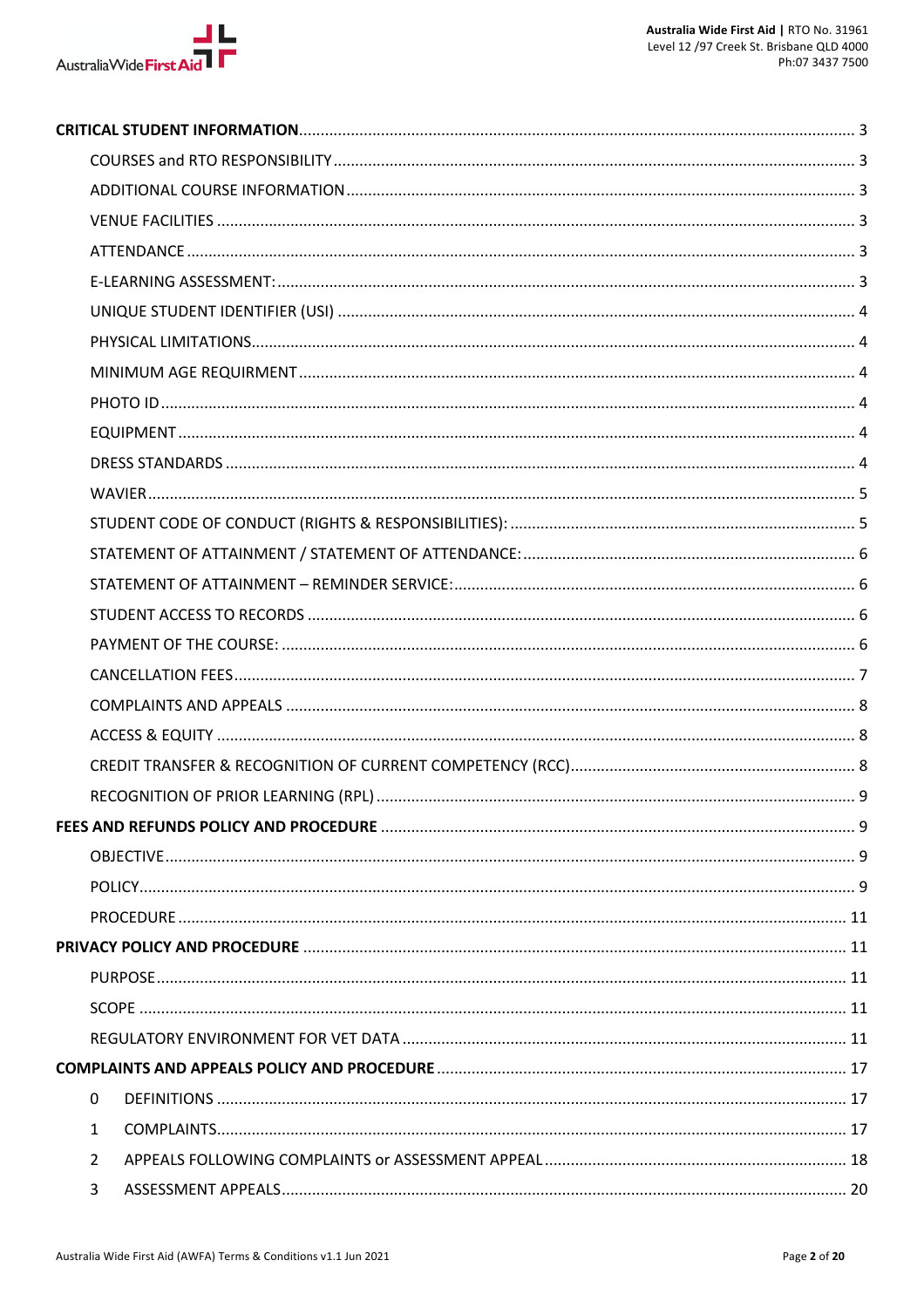**CRITICAL STUDENT INFORMATION** ........ 3

- COURSES and RTO RESPONSIBILITY ........ 3
- ADDITIONAL COURSE INFORMATION ........ 3
- VENUE FACILITIES ........ 3
- ATTENDANCE ........ 3
- E-LEARNING ASSESSMENT: ........ 3
- UNIQUE STUDENT IDENTIFIER (USI) ........ 4
- PHYSICAL LIMITATIONS ........ 4
- MINIMUM AGE REQUIRMENT ........ 4
- PHOTO ID ........ 4
- EQUIPMENT ........ 4
- DRESS STANDARDS ........ 4
- WAVIER ........ 5
- STUDENT CODE OF CONDUCT (RIGHTS & RESPONSIBILITIES): ........ 5
- STATEMENT OF ATTAINMENT / STATEMENT OF ATTENDANCE: ........ 6
- STATEMENT OF ATTAINMENT – REMINDER SERVICE: ........ 6
- STUDENT ACCESS TO RECORDS ........ 6
- PAYMENT OF THE COURSE: ........ 6
- CANCELLATION FEES ........ 7
- COMPLAINTS AND APPEALS ........ 8
- ACCESS & EQUITY ........ 8
- CREDIT TRANSFER & RECOGNITION OF CURRENT COMPETENCY (RCC) ........ 8
- RECOGNITION OF PRIOR LEARNING (RPL) ........ 9

**FEES AND REFUNDS POLICY AND PROCEDURE** ........ 9

- OBJECTIVE ........ 9
- POLICY ........ 9
- PROCEDURE ........ 11

**PRIVACY POLICY AND PROCEDURE** ........ 11

- PURPOSE ........ 11
- SCOPE ........ 11
- REGULATORY ENVIRONMENT FOR VET DATA ........ 11

**COMPLAINTS AND APPEALS POLICY AND PROCEDURE** ........ 17

- 0 DEFINITIONS ........ 17
- 1 COMPLAINTS ........ 17
- 2 APPEALS FOLLOWING COMPLAINTS or ASSESSMENT APPEAL ........ 18
- 3 ASSESSMENT APPEALS ........ 20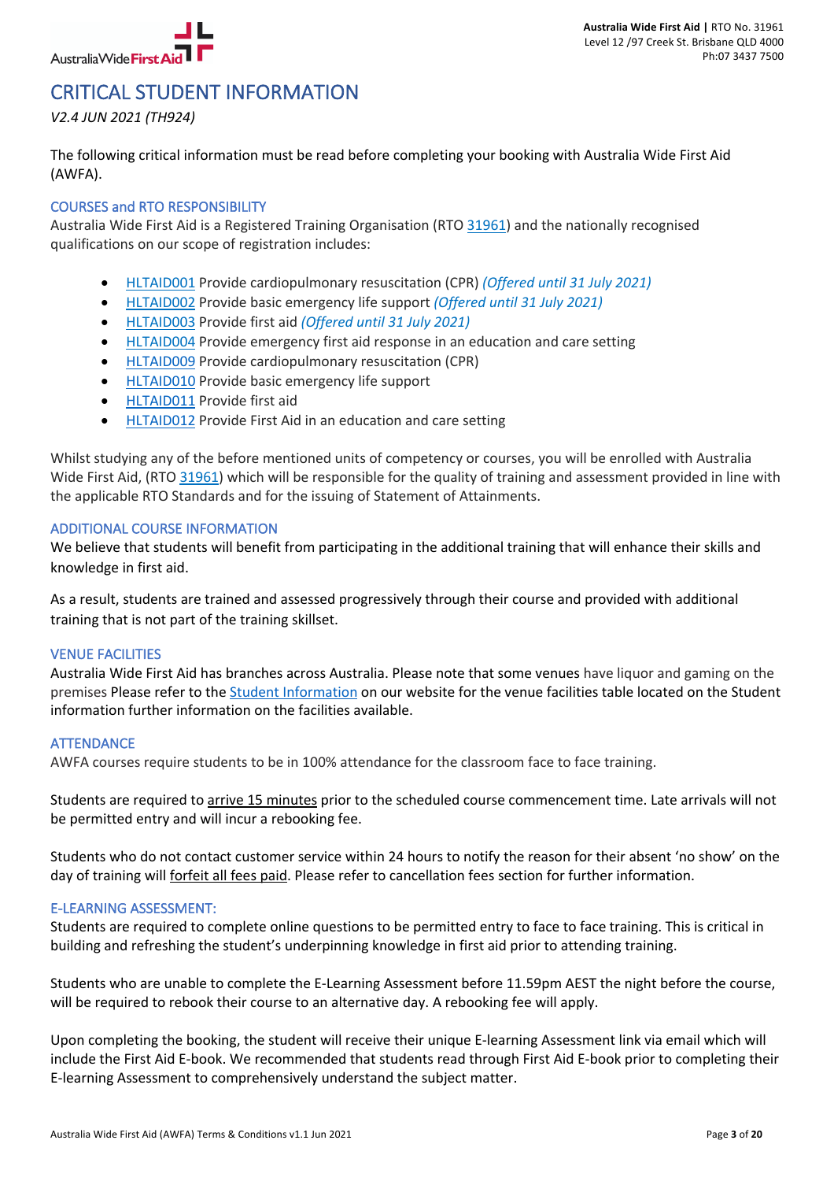# CRITICAL STUDENT INFORMATION

*V2.4 JUN 2021 (TH924)*

The following critical information must be read before completing your booking with Australia Wide First Aid (AWFA).

## COURSES and RTO RESPONSIBILITY

Australia Wide First Aid is a Registered Training Organisation (RTO 31961) and the nationally recognised qualifications on our scope of registration includes:

- HLTAID001 Provide cardiopulmonary resuscitation (CPR) *(Offered until 31 July 2021)*
- HLTAID002 Provide basic emergency life support *(Offered until 31 July 2021)*
- HLTAID003 Provide first aid *(Offered until 31 July 2021)*
- HLTAID004 Provide emergency first aid response in an education and care setting
- HLTAID009 Provide cardiopulmonary resuscitation (CPR)
- HLTAID010 Provide basic emergency life support
- HLTAID011 Provide first aid
- HLTAID012 Provide First Aid in an education and care setting

Whilst studying any of the before mentioned units of competency or courses, you will be enrolled with Australia Wide First Aid, (RTO 31961) which will be responsible for the quality of training and assessment provided in line with the applicable RTO Standards and for the issuing of Statement of Attainments.

## ADDITIONAL COURSE INFORMATION

We believe that students will benefit from participating in the additional training that will enhance their skills and knowledge in first aid.

As a result, students are trained and assessed progressively through their course and provided with additional training that is not part of the training skillset.

## VENUE FACILITIES

Australia Wide First Aid has branches across Australia. Please note that some venues have liquor and gaming on the premises Please refer to the Student Information on our website for the venue facilities table located on the Student information further information on the facilities available.

## ATTENDANCE

AWFA courses require students to be in 100% attendance for the classroom face to face training.

Students are required to arrive 15 minutes prior to the scheduled course commencement time. Late arrivals will not be permitted entry and will incur a rebooking fee.

Students who do not contact customer service within 24 hours to notify the reason for their absent 'no show' on the day of training will forfeit all fees paid. Please refer to cancellation fees section for further information.

## E-LEARNING ASSESSMENT:

Students are required to complete online questions to be permitted entry to face to face training. This is critical in building and refreshing the student's underpinning knowledge in first aid prior to attending training.

Students who are unable to complete the E-Learning Assessment before 11.59pm AEST the night before the course, will be required to rebook their course to an alternative day. A rebooking fee will apply.

Upon completing the booking, the student will receive their unique E-learning Assessment link via email which will include the First Aid E-book. We recommended that students read through First Aid E-book prior to completing their E-learning Assessment to comprehensively understand the subject matter.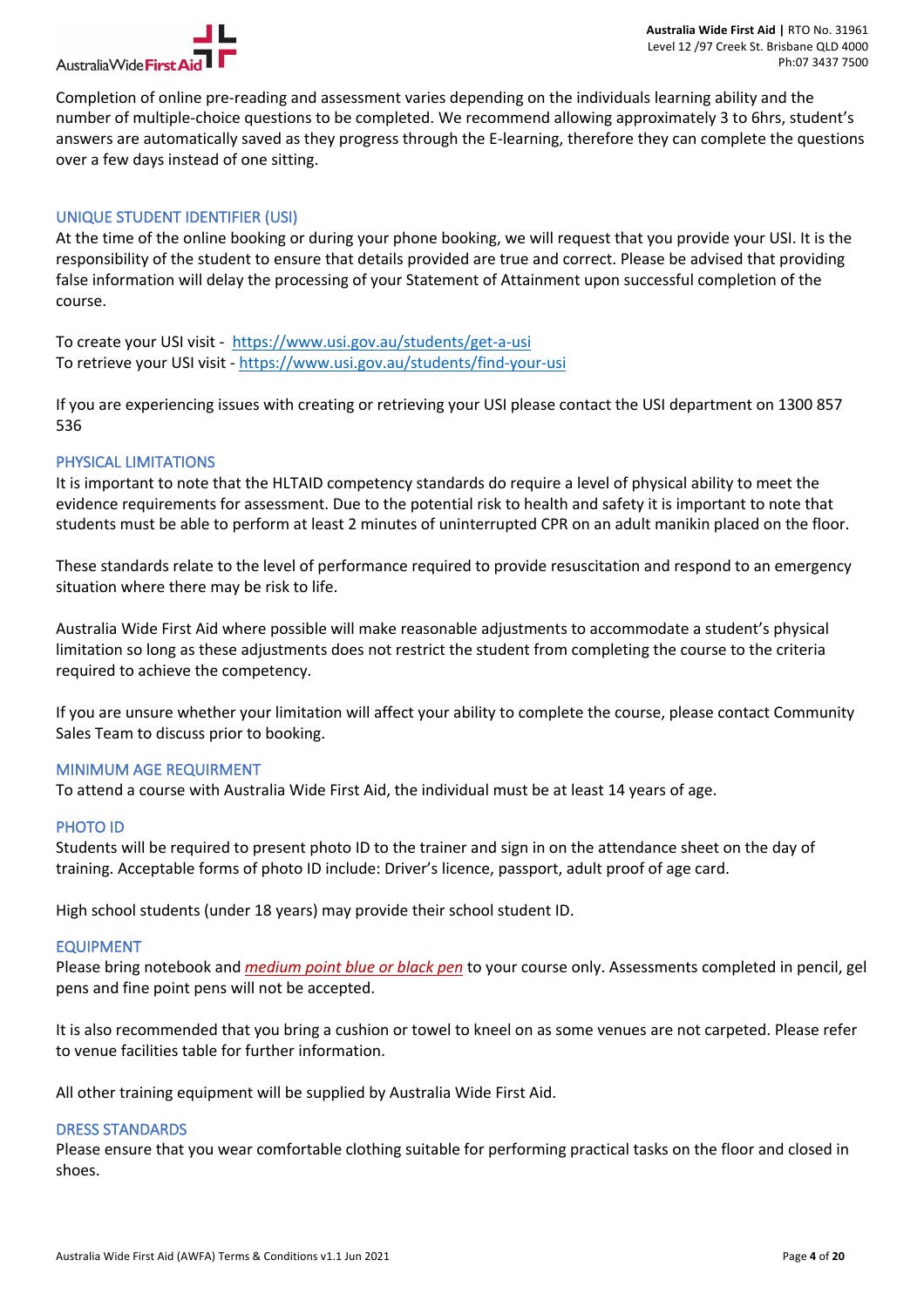Completion of online pre-reading and assessment varies depending on the individuals learning ability and the number of multiple-choice questions to be completed. We recommend allowing approximately 3 to 6hrs, student's answers are automatically saved as they progress through the E-learning, therefore they can complete the questions over a few days instead of one sitting.

## UNIQUE STUDENT IDENTIFIER (USI)

At the time of the online booking or during your phone booking, we will request that you provide your USI. It is the responsibility of the student to ensure that details provided are true and correct. Please be advised that providing false information will delay the processing of your Statement of Attainment upon successful completion of the course.

To create your USI visit - https://www.usi.gov.au/students/get-a-usi
To retrieve your USI visit - https://www.usi.gov.au/students/find-your-usi

If you are experiencing issues with creating or retrieving your USI please contact the USI department on 1300 857 536

## PHYSICAL LIMITATIONS

It is important to note that the HLTAID competency standards do require a level of physical ability to meet the evidence requirements for assessment. Due to the potential risk to health and safety it is important to note that students must be able to perform at least 2 minutes of uninterrupted CPR on an adult manikin placed on the floor.

These standards relate to the level of performance required to provide resuscitation and respond to an emergency situation where there may be risk to life.

Australia Wide First Aid where possible will make reasonable adjustments to accommodate a student's physical limitation so long as these adjustments does not restrict the student from completing the course to the criteria required to achieve the competency.

If you are unsure whether your limitation will affect your ability to complete the course, please contact Community Sales Team to discuss prior to booking.

## MINIMUM AGE REQUIRMENT

To attend a course with Australia Wide First Aid, the individual must be at least 14 years of age.

## PHOTO ID

Students will be required to present photo ID to the trainer and sign in on the attendance sheet on the day of training. Acceptable forms of photo ID include: Driver's licence, passport, adult proof of age card.

High school students (under 18 years) may provide their school student ID.

## EQUIPMENT

Please bring notebook and *medium point blue or black pen* to your course only. Assessments completed in pencil, gel pens and fine point pens will not be accepted.

It is also recommended that you bring a cushion or towel to kneel on as some venues are not carpeted. Please refer to venue facilities table for further information.

All other training equipment will be supplied by Australia Wide First Aid.

## DRESS STANDARDS

Please ensure that you wear comfortable clothing suitable for performing practical tasks on the floor and closed in shoes.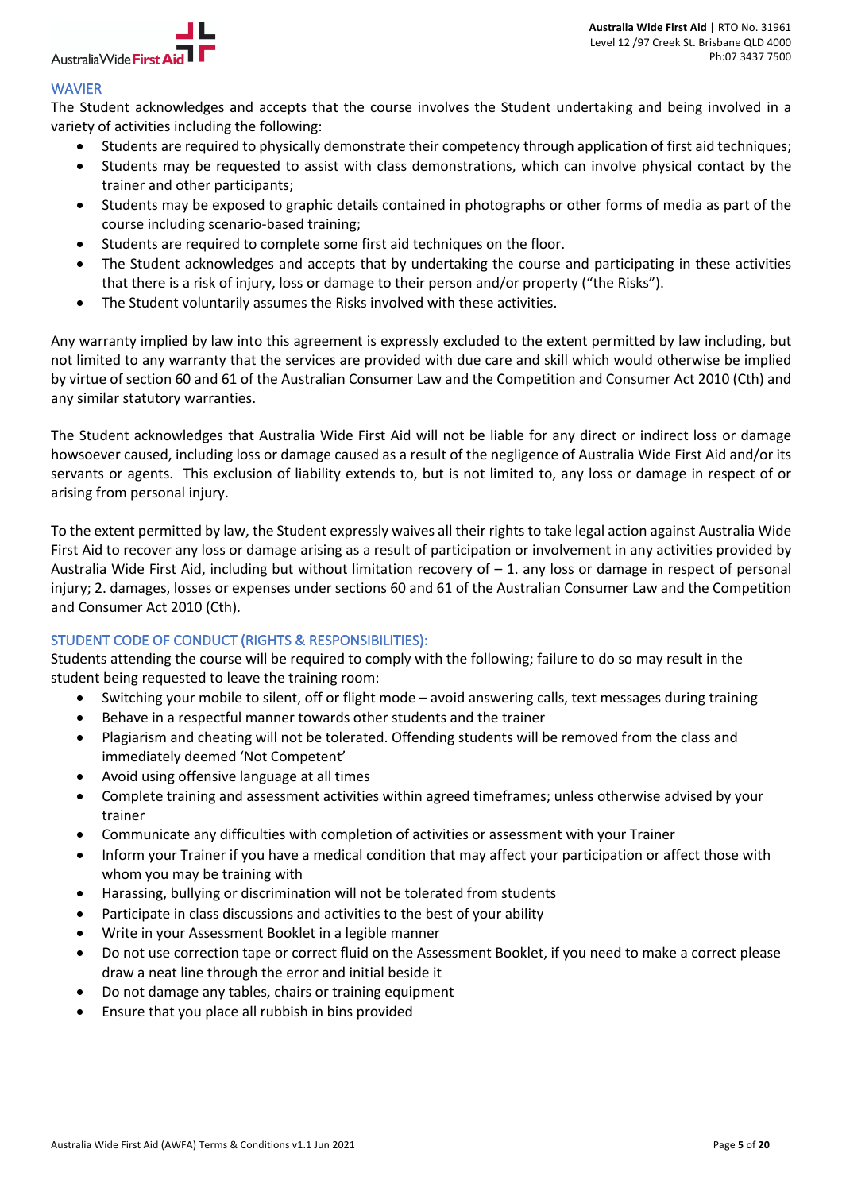## WAVIER

The Student acknowledges and accepts that the course involves the Student undertaking and being involved in a variety of activities including the following:

- Students are required to physically demonstrate their competency through application of first aid techniques;
- Students may be requested to assist with class demonstrations, which can involve physical contact by the trainer and other participants;
- Students may be exposed to graphic details contained in photographs or other forms of media as part of the course including scenario-based training;
- Students are required to complete some first aid techniques on the floor.
- The Student acknowledges and accepts that by undertaking the course and participating in these activities that there is a risk of injury, loss or damage to their person and/or property ("the Risks").
- The Student voluntarily assumes the Risks involved with these activities.

Any warranty implied by law into this agreement is expressly excluded to the extent permitted by law including, but not limited to any warranty that the services are provided with due care and skill which would otherwise be implied by virtue of section 60 and 61 of the Australian Consumer Law and the Competition and Consumer Act 2010 (Cth) and any similar statutory warranties.

The Student acknowledges that Australia Wide First Aid will not be liable for any direct or indirect loss or damage howsoever caused, including loss or damage caused as a result of the negligence of Australia Wide First Aid and/or its servants or agents. This exclusion of liability extends to, but is not limited to, any loss or damage in respect of or arising from personal injury.

To the extent permitted by law, the Student expressly waives all their rights to take legal action against Australia Wide First Aid to recover any loss or damage arising as a result of participation or involvement in any activities provided by Australia Wide First Aid, including but without limitation recovery of – 1. any loss or damage in respect of personal injury; 2. damages, losses or expenses under sections 60 and 61 of the Australian Consumer Law and the Competition and Consumer Act 2010 (Cth).

## STUDENT CODE OF CONDUCT (RIGHTS & RESPONSIBILITIES):

Students attending the course will be required to comply with the following; failure to do so may result in the student being requested to leave the training room:

- Switching your mobile to silent, off or flight mode – avoid answering calls, text messages during training
- Behave in a respectful manner towards other students and the trainer
- Plagiarism and cheating will not be tolerated. Offending students will be removed from the class and immediately deemed 'Not Competent'
- Avoid using offensive language at all times
- Complete training and assessment activities within agreed timeframes; unless otherwise advised by your trainer
- Communicate any difficulties with completion of activities or assessment with your Trainer
- Inform your Trainer if you have a medical condition that may affect your participation or affect those with whom you may be training with
- Harassing, bullying or discrimination will not be tolerated from students
- Participate in class discussions and activities to the best of your ability
- Write in your Assessment Booklet in a legible manner
- Do not use correction tape or correct fluid on the Assessment Booklet, if you need to make a correct please draw a neat line through the error and initial beside it
- Do not damage any tables, chairs or training equipment
- Ensure that you place all rubbish in bins provided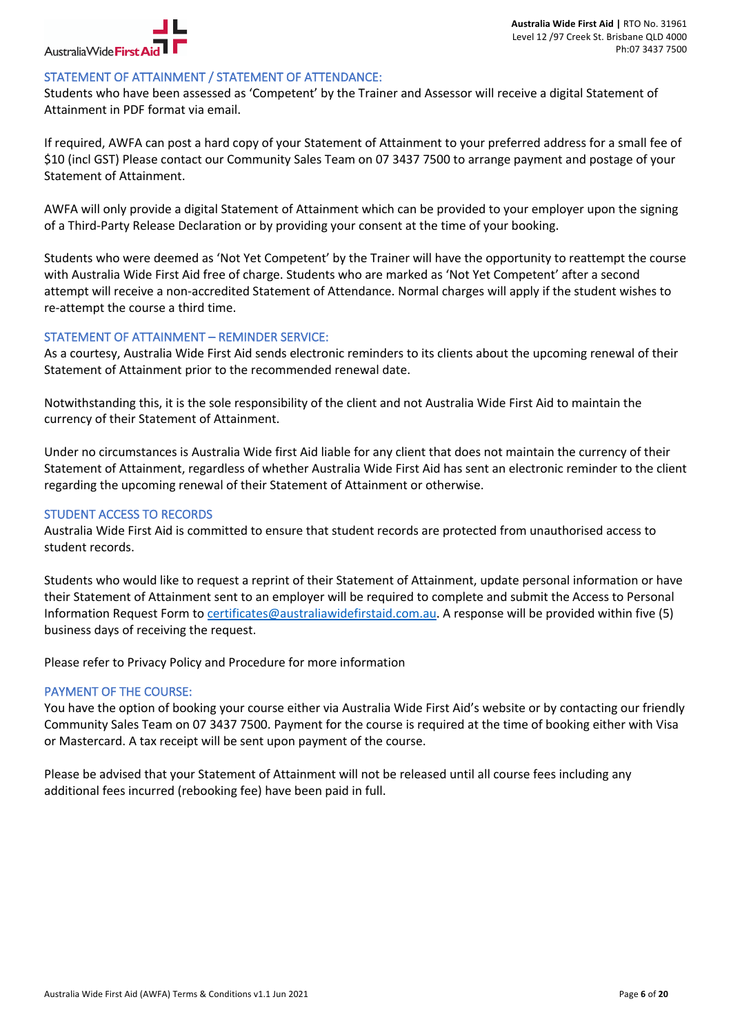## STATEMENT OF ATTAINMENT / STATEMENT OF ATTENDANCE:

Students who have been assessed as 'Competent' by the Trainer and Assessor will receive a digital Statement of Attainment in PDF format via email.

If required, AWFA can post a hard copy of your Statement of Attainment to your preferred address for a small fee of $10 (incl GST) Please contact our Community Sales Team on 07 3437 7500 to arrange payment and postage of your Statement of Attainment.

AWFA will only provide a digital Statement of Attainment which can be provided to your employer upon the signing of a Third-Party Release Declaration or by providing your consent at the time of your booking.

Students who were deemed as 'Not Yet Competent' by the Trainer will have the opportunity to reattempt the course with Australia Wide First Aid free of charge. Students who are marked as 'Not Yet Competent' after a second attempt will receive a non-accredited Statement of Attendance. Normal charges will apply if the student wishes to re-attempt the course a third time.

## STATEMENT OF ATTAINMENT – REMINDER SERVICE:

As a courtesy, Australia Wide First Aid sends electronic reminders to its clients about the upcoming renewal of their Statement of Attainment prior to the recommended renewal date.

Notwithstanding this, it is the sole responsibility of the client and not Australia Wide First Aid to maintain the currency of their Statement of Attainment.

Under no circumstances is Australia Wide first Aid liable for any client that does not maintain the currency of their Statement of Attainment, regardless of whether Australia Wide First Aid has sent an electronic reminder to the client regarding the upcoming renewal of their Statement of Attainment or otherwise.

## STUDENT ACCESS TO RECORDS

Australia Wide First Aid is committed to ensure that student records are protected from unauthorised access to student records.

Students who would like to request a reprint of their Statement of Attainment, update personal information or have their Statement of Attainment sent to an employer will be required to complete and submit the Access to Personal Information Request Form to certificates@australiawidefirstaid.com.au. A response will be provided within five (5) business days of receiving the request.

Please refer to Privacy Policy and Procedure for more information

## PAYMENT OF THE COURSE:

You have the option of booking your course either via Australia Wide First Aid's website or by contacting our friendly Community Sales Team on 07 3437 7500. Payment for the course is required at the time of booking either with Visa or Mastercard. A tax receipt will be sent upon payment of the course.

Please be advised that your Statement of Attainment will not be released until all course fees including any additional fees incurred (rebooking fee) have been paid in full.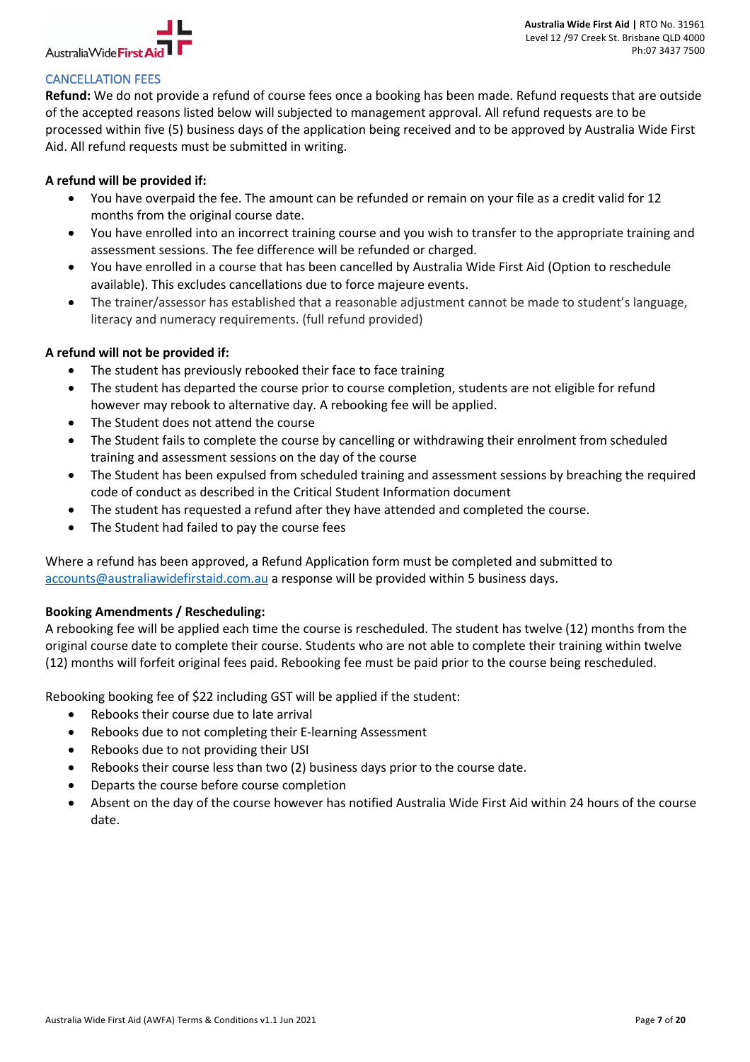## CANCELLATION FEES

**Refund:** We do not provide a refund of course fees once a booking has been made. Refund requests that are outside of the accepted reasons listed below will subjected to management approval. All refund requests are to be processed within five (5) business days of the application being received and to be approved by Australia Wide First Aid. All refund requests must be submitted in writing.

**A refund will be provided if:**

- You have overpaid the fee. The amount can be refunded or remain on your file as a credit valid for 12 months from the original course date.
- You have enrolled into an incorrect training course and you wish to transfer to the appropriate training and assessment sessions. The fee difference will be refunded or charged.
- You have enrolled in a course that has been cancelled by Australia Wide First Aid (Option to reschedule available). This excludes cancellations due to force majeure events.
- The trainer/assessor has established that a reasonable adjustment cannot be made to student's language, literacy and numeracy requirements. (full refund provided)

**A refund will not be provided if:**

- The student has previously rebooked their face to face training
- The student has departed the course prior to course completion, students are not eligible for refund however may rebook to alternative day. A rebooking fee will be applied.
- The Student does not attend the course
- The Student fails to complete the course by cancelling or withdrawing their enrolment from scheduled training and assessment sessions on the day of the course
- The Student has been expulsed from scheduled training and assessment sessions by breaching the required code of conduct as described in the Critical Student Information document
- The student has requested a refund after they have attended and completed the course.
- The Student had failed to pay the course fees

Where a refund has been approved, a Refund Application form must be completed and submitted to accounts@australiawidefirstaid.com.au a response will be provided within 5 business days.

**Booking Amendments / Rescheduling:**

A rebooking fee will be applied each time the course is rescheduled. The student has twelve (12) months from the original course date to complete their course. Students who are not able to complete their training within twelve (12) months will forfeit original fees paid. Rebooking fee must be paid prior to the course being rescheduled.

Rebooking booking fee of $22 including GST will be applied if the student:

- Rebooks their course due to late arrival
- Rebooks due to not completing their E-learning Assessment
- Rebooks due to not providing their USI
- Rebooks their course less than two (2) business days prior to the course date.
- Departs the course before course completion
- Absent on the day of the course however has notified Australia Wide First Aid within 24 hours of the course date.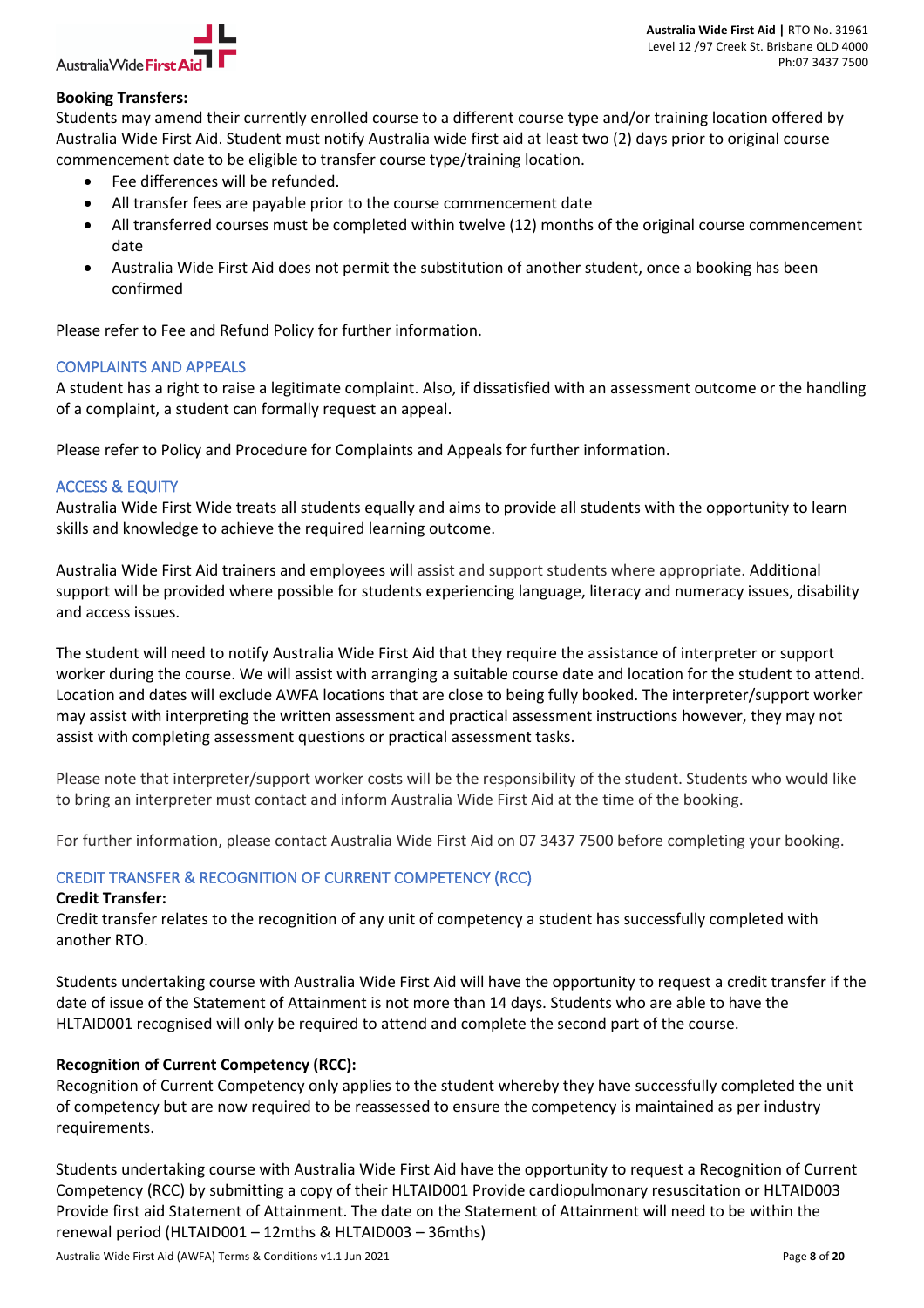**Booking Transfers:**
Students may amend their currently enrolled course to a different course type and/or training location offered by Australia Wide First Aid. Student must notify Australia wide first aid at least two (2) days prior to original course commencement date to be eligible to transfer course type/training location.

- Fee differences will be refunded.
- All transfer fees are payable prior to the course commencement date
- All transferred courses must be completed within twelve (12) months of the original course commencement date
- Australia Wide First Aid does not permit the substitution of another student, once a booking has been confirmed

Please refer to Fee and Refund Policy for further information.

## COMPLAINTS AND APPEALS

A student has a right to raise a legitimate complaint. Also, if dissatisfied with an assessment outcome or the handling of a complaint, a student can formally request an appeal.

Please refer to Policy and Procedure for Complaints and Appeals for further information.

## ACCESS & EQUITY

Australia Wide First Wide treats all students equally and aims to provide all students with the opportunity to learn skills and knowledge to achieve the required learning outcome.

Australia Wide First Aid trainers and employees will assist and support students where appropriate. Additional support will be provided where possible for students experiencing language, literacy and numeracy issues, disability and access issues.

The student will need to notify Australia Wide First Aid that they require the assistance of interpreter or support worker during the course. We will assist with arranging a suitable course date and location for the student to attend. Location and dates will exclude AWFA locations that are close to being fully booked. The interpreter/support worker may assist with interpreting the written assessment and practical assessment instructions however, they may not assist with completing assessment questions or practical assessment tasks.

Please note that interpreter/support worker costs will be the responsibility of the student. Students who would like to bring an interpreter must contact and inform Australia Wide First Aid at the time of the booking.

For further information, please contact Australia Wide First Aid on 07 3437 7500 before completing your booking.

## CREDIT TRANSFER & RECOGNITION OF CURRENT COMPETENCY (RCC)

**Credit Transfer:**
Credit transfer relates to the recognition of any unit of competency a student has successfully completed with another RTO.

Students undertaking course with Australia Wide First Aid will have the opportunity to request a credit transfer if the date of issue of the Statement of Attainment is not more than 14 days. Students who are able to have the HLTAID001 recognised will only be required to attend and complete the second part of the course.

**Recognition of Current Competency (RCC):**
Recognition of Current Competency only applies to the student whereby they have successfully completed the unit of competency but are now required to be reassessed to ensure the competency is maintained as per industry requirements.

Students undertaking course with Australia Wide First Aid have the opportunity to request a Recognition of Current Competency (RCC) by submitting a copy of their HLTAID001 Provide cardiopulmonary resuscitation or HLTAID003 Provide first aid Statement of Attainment. The date on the Statement of Attainment will need to be within the renewal period (HLTAID001 – 12mths & HLTAID003 – 36mths)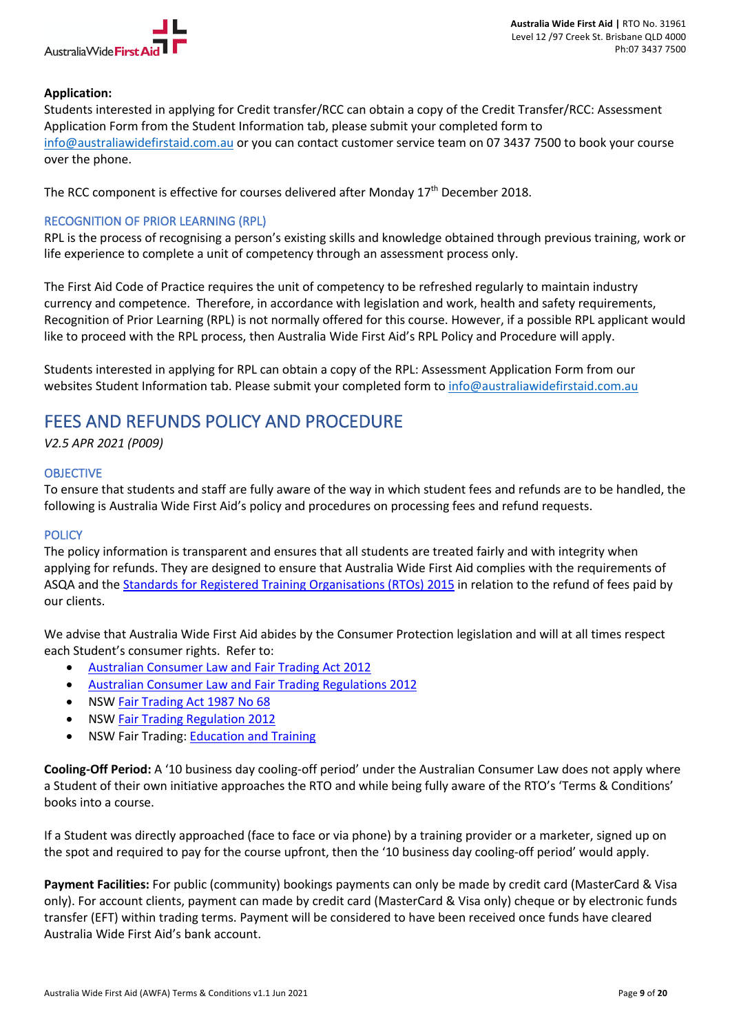**Application:**
Students interested in applying for Credit transfer/RCC can obtain a copy of the Credit Transfer/RCC: Assessment Application Form from the Student Information tab, please submit your completed form to info@australiawidefirstaid.com.au or you can contact customer service team on 07 3437 7500 to book your course over the phone.

The RCC component is effective for courses delivered after Monday 17th December 2018.

### RECOGNITION OF PRIOR LEARNING (RPL)

RPL is the process of recognising a person's existing skills and knowledge obtained through previous training, work or life experience to complete a unit of competency through an assessment process only.

The First Aid Code of Practice requires the unit of competency to be refreshed regularly to maintain industry currency and competence. Therefore, in accordance with legislation and work, health and safety requirements, Recognition of Prior Learning (RPL) is not normally offered for this course. However, if a possible RPL applicant would like to proceed with the RPL process, then Australia Wide First Aid's RPL Policy and Procedure will apply.

Students interested in applying for RPL can obtain a copy of the RPL: Assessment Application Form from our websites Student Information tab. Please submit your completed form to info@australiawidefirstaid.com.au

## FEES AND REFUNDS POLICY AND PROCEDURE

*V2.5 APR 2021 (P009)*

### OBJECTIVE

To ensure that students and staff are fully aware of the way in which student fees and refunds are to be handled, the following is Australia Wide First Aid's policy and procedures on processing fees and refund requests.

### POLICY

The policy information is transparent and ensures that all students are treated fairly and with integrity when applying for refunds. They are designed to ensure that Australia Wide First Aid complies with the requirements of ASQA and the Standards for Registered Training Organisations (RTOs) 2015 in relation to the refund of fees paid by our clients.

We advise that Australia Wide First Aid abides by the Consumer Protection legislation and will at all times respect each Student's consumer rights. Refer to:

- Australian Consumer Law and Fair Trading Act 2012
- Australian Consumer Law and Fair Trading Regulations 2012
- NSW Fair Trading Act 1987 No 68
- NSW Fair Trading Regulation 2012
- NSW Fair Trading: Education and Training

**Cooling-Off Period:** A '10 business day cooling-off period' under the Australian Consumer Law does not apply where a Student of their own initiative approaches the RTO and while being fully aware of the RTO's 'Terms & Conditions' books into a course.

If a Student was directly approached (face to face or via phone) by a training provider or a marketer, signed up on the spot and required to pay for the course upfront, then the '10 business day cooling-off period' would apply.

**Payment Facilities:** For public (community) bookings payments can only be made by credit card (MasterCard & Visa only). For account clients, payment can made by credit card (MasterCard & Visa only) cheque or by electronic funds transfer (EFT) within trading terms. Payment will be considered to have been received once funds have cleared Australia Wide First Aid's bank account.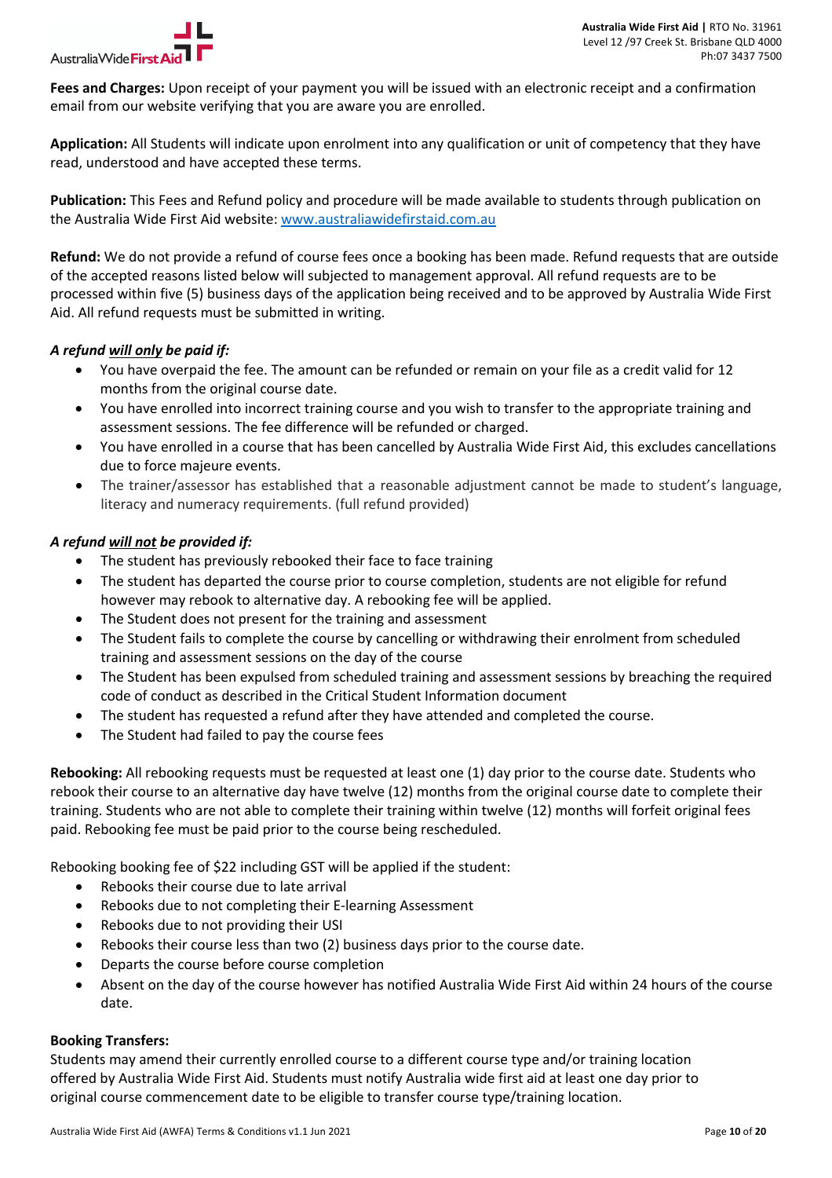**Fees and Charges:** Upon receipt of your payment you will be issued with an electronic receipt and a confirmation email from our website verifying that you are aware you are enrolled.

**Application:** All Students will indicate upon enrolment into any qualification or unit of competency that they have read, understood and have accepted these terms.

**Publication:** This Fees and Refund policy and procedure will be made available to students through publication on the Australia Wide First Aid website: www.australiawidefirstaid.com.au

**Refund:** We do not provide a refund of course fees once a booking has been made. Refund requests that are outside of the accepted reasons listed below will subjected to management approval. All refund requests are to be processed within five (5) business days of the application being received and to be approved by Australia Wide First Aid. All refund requests must be submitted in writing.

***A refund will only be paid if:***

- You have overpaid the fee. The amount can be refunded or remain on your file as a credit valid for 12 months from the original course date.
- You have enrolled into incorrect training course and you wish to transfer to the appropriate training and assessment sessions. The fee difference will be refunded or charged.
- You have enrolled in a course that has been cancelled by Australia Wide First Aid, this excludes cancellations due to force majeure events.
- The trainer/assessor has established that a reasonable adjustment cannot be made to student's language, literacy and numeracy requirements. (full refund provided)

***A refund will not be provided if:***

- The student has previously rebooked their face to face training
- The student has departed the course prior to course completion, students are not eligible for refund however may rebook to alternative day. A rebooking fee will be applied.
- The Student does not present for the training and assessment
- The Student fails to complete the course by cancelling or withdrawing their enrolment from scheduled training and assessment sessions on the day of the course
- The Student has been expulsed from scheduled training and assessment sessions by breaching the required code of conduct as described in the Critical Student Information document
- The student has requested a refund after they have attended and completed the course.
- The Student had failed to pay the course fees

**Rebooking:** All rebooking requests must be requested at least one (1) day prior to the course date. Students who rebook their course to an alternative day have twelve (12) months from the original course date to complete their training. Students who are not able to complete their training within twelve (12) months will forfeit original fees paid. Rebooking fee must be paid prior to the course being rescheduled.

Rebooking booking fee of $22 including GST will be applied if the student:

- Rebooks their course due to late arrival
- Rebooks due to not completing their E-learning Assessment
- Rebooks due to not providing their USI
- Rebooks their course less than two (2) business days prior to the course date.
- Departs the course before course completion
- Absent on the day of the course however has notified Australia Wide First Aid within 24 hours of the course date.

**Booking Transfers:**

Students may amend their currently enrolled course to a different course type and/or training location offered by Australia Wide First Aid. Students must notify Australia wide first aid at least one day prior to original course commencement date to be eligible to transfer course type/training location.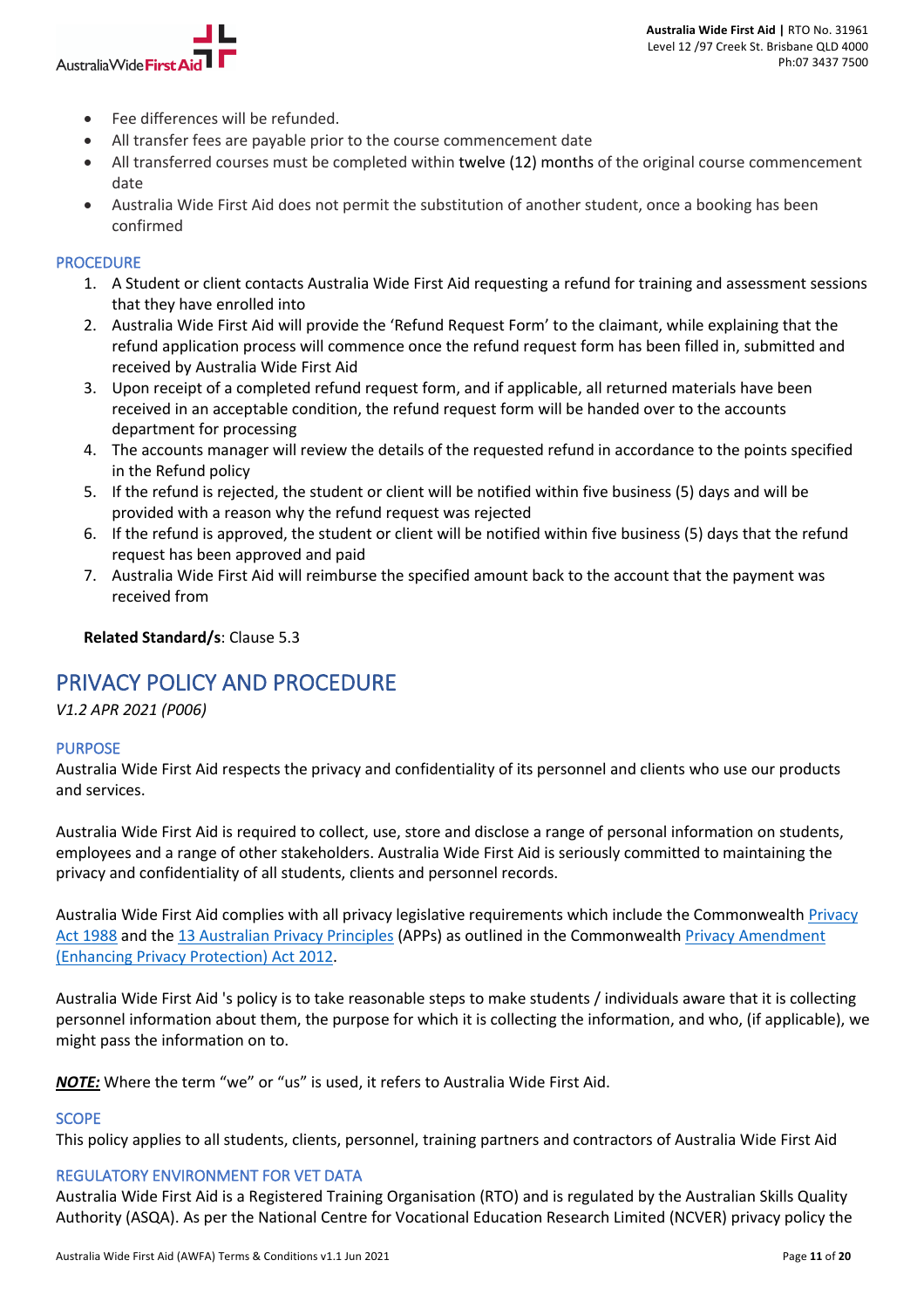- Fee differences will be refunded.
- All transfer fees are payable prior to the course commencement date
- All transferred courses must be completed within twelve (12) months of the original course commencement date
- Australia Wide First Aid does not permit the substitution of another student, once a booking has been confirmed

### PROCEDURE

1. A Student or client contacts Australia Wide First Aid requesting a refund for training and assessment sessions that they have enrolled into
2. Australia Wide First Aid will provide the 'Refund Request Form' to the claimant, while explaining that the refund application process will commence once the refund request form has been filled in, submitted and received by Australia Wide First Aid
3. Upon receipt of a completed refund request form, and if applicable, all returned materials have been received in an acceptable condition, the refund request form will be handed over to the accounts department for processing
4. The accounts manager will review the details of the requested refund in accordance to the points specified in the Refund policy
5. If the refund is rejected, the student or client will be notified within five business (5) days and will be provided with a reason why the refund request was rejected
6. If the refund is approved, the student or client will be notified within five business (5) days that the refund request has been approved and paid
7. Australia Wide First Aid will reimburse the specified amount back to the account that the payment was received from

**Related Standard/s**: Clause 5.3

## PRIVACY POLICY AND PROCEDURE

*V1.2 APR 2021 (P006)*

### PURPOSE

Australia Wide First Aid respects the privacy and confidentiality of its personnel and clients who use our products and services.

Australia Wide First Aid is required to collect, use, store and disclose a range of personal information on students, employees and a range of other stakeholders. Australia Wide First Aid is seriously committed to maintaining the privacy and confidentiality of all students, clients and personnel records.

Australia Wide First Aid complies with all privacy legislative requirements which include the Commonwealth Privacy Act 1988 and the 13 Australian Privacy Principles (APPs) as outlined in the Commonwealth Privacy Amendment (Enhancing Privacy Protection) Act 2012.

Australia Wide First Aid 's policy is to take reasonable steps to make students / individuals aware that it is collecting personnel information about them, the purpose for which it is collecting the information, and who, (if applicable), we might pass the information on to.

***NOTE:*** Where the term "we" or "us" is used, it refers to Australia Wide First Aid.

### SCOPE

This policy applies to all students, clients, personnel, training partners and contractors of Australia Wide First Aid

### REGULATORY ENVIRONMENT FOR VET DATA

Australia Wide First Aid is a Registered Training Organisation (RTO) and is regulated by the Australian Skills Quality Authority (ASQA). As per the National Centre for Vocational Education Research Limited (NCVER) privacy policy the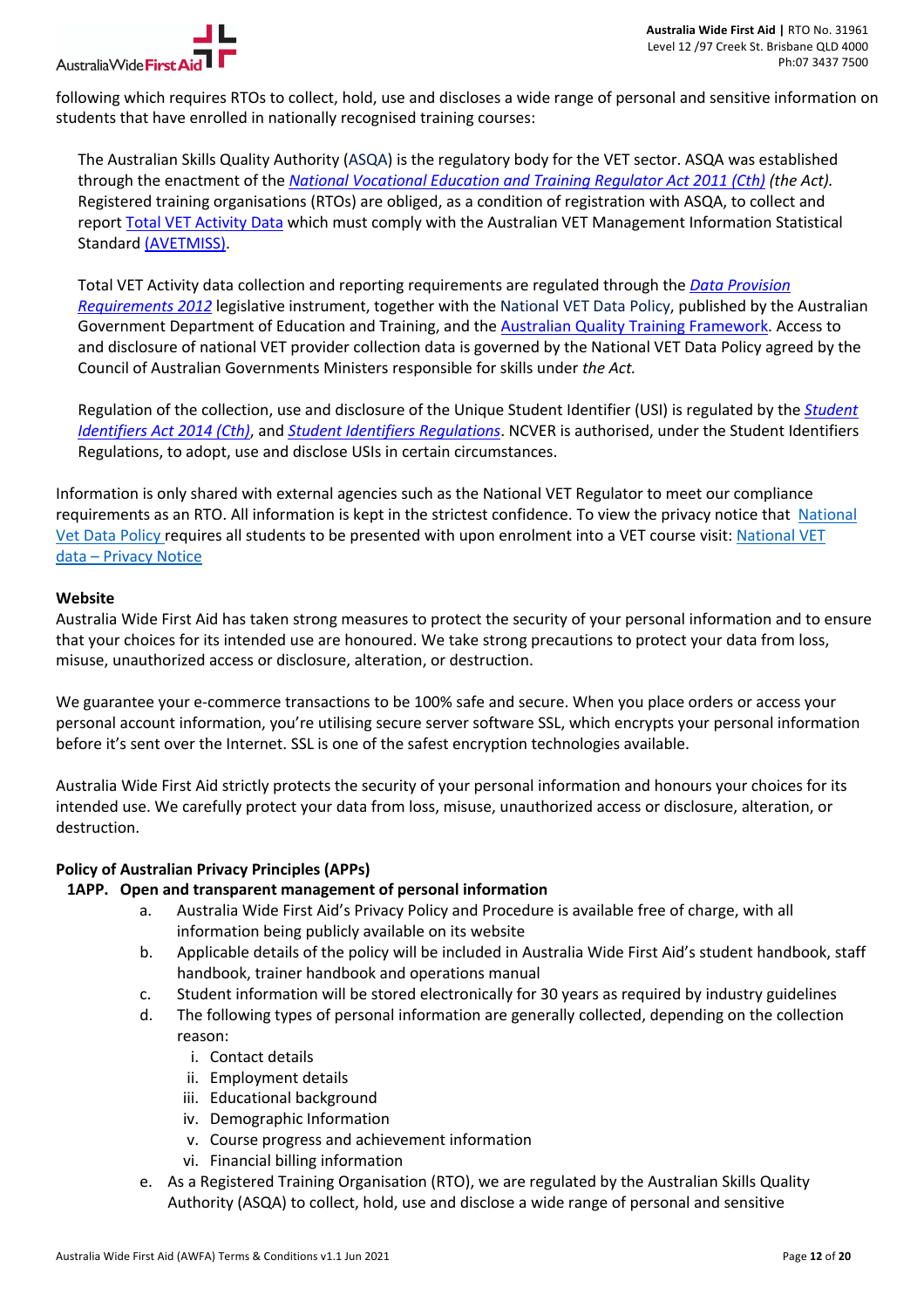following which requires RTOs to collect, hold, use and discloses a wide range of personal and sensitive information on students that have enrolled in nationally recognised training courses:

> The Australian Skills Quality Authority (ASQA) is the regulatory body for the VET sector. ASQA was established through the enactment of the *National Vocational Education and Training Regulator Act 2011 (Cth)* *(the Act).* Registered training organisations (RTOs) are obliged, as a condition of registration with ASQA, to collect and report Total VET Activity Data which must comply with the Australian VET Management Information Statistical Standard (AVETMISS).
>
> Total VET Activity data collection and reporting requirements are regulated through the *Data Provision Requirements 2012* legislative instrument, together with the National VET Data Policy, published by the Australian Government Department of Education and Training, and the Australian Quality Training Framework. Access to and disclosure of national VET provider collection data is governed by the National VET Data Policy agreed by the Council of Australian Governments Ministers responsible for skills under *the Act.*
>
> Regulation of the collection, use and disclosure of the Unique Student Identifier (USI) is regulated by the *Student Identifiers Act 2014 (Cth)*, and *Student Identifiers Regulations*. NCVER is authorised, under the Student Identifiers Regulations, to adopt, use and disclose USIs in certain circumstances.

Information is only shared with external agencies such as the National VET Regulator to meet our compliance requirements as an RTO. All information is kept in the strictest confidence. To view the privacy notice that National Vet Data Policy requires all students to be presented with upon enrolment into a VET course visit: National VET data – Privacy Notice

**Website**

Australia Wide First Aid has taken strong measures to protect the security of your personal information and to ensure that your choices for its intended use are honoured. We take strong precautions to protect your data from loss, misuse, unauthorized access or disclosure, alteration, or destruction.

We guarantee your e-commerce transactions to be 100% safe and secure. When you place orders or access your personal account information, you're utilising secure server software SSL, which encrypts your personal information before it's sent over the Internet. SSL is one of the safest encryption technologies available.

Australia Wide First Aid strictly protects the security of your personal information and honours your choices for its intended use. We carefully protect your data from loss, misuse, unauthorized access or disclosure, alteration, or destruction.

**Policy of Australian Privacy Principles (APPs)**

**1APP. Open and transparent management of personal information**

a. Australia Wide First Aid's Privacy Policy and Procedure is available free of charge, with all information being publicly available on its website
b. Applicable details of the policy will be included in Australia Wide First Aid's student handbook, staff handbook, trainer handbook and operations manual
c. Student information will be stored electronically for 30 years as required by industry guidelines
d. The following types of personal information are generally collected, depending on the collection reason:
   i. Contact details
   ii. Employment details
   iii. Educational background
   iv. Demographic Information
   v. Course progress and achievement information
   vi. Financial billing information
e. As a Registered Training Organisation (RTO), we are regulated by the Australian Skills Quality Authority (ASQA) to collect, hold, use and disclose a wide range of personal and sensitive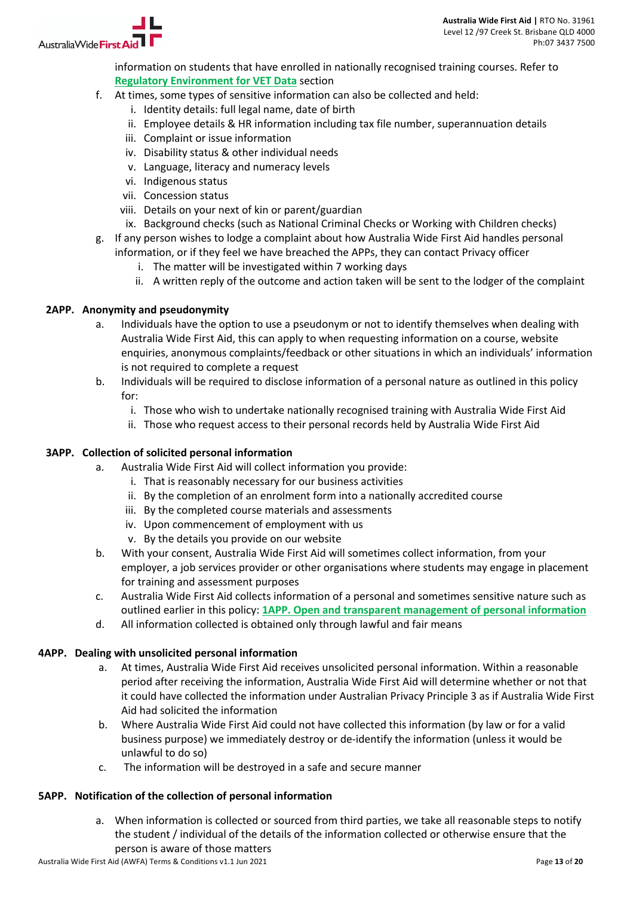information on students that have enrolled in nationally recognised training courses. Refer to **Regulatory Environment for VET Data** section

f. At times, some types of sensitive information can also be collected and held:
   i. Identity details: full legal name, date of birth
   ii. Employee details & HR information including tax file number, superannuation details
   iii. Complaint or issue information
   iv. Disability status & other individual needs
   v. Language, literacy and numeracy levels
   vi. Indigenous status
   vii. Concession status
   viii. Details on your next of kin or parent/guardian
   ix. Background checks (such as National Criminal Checks or Working with Children checks)

g. If any person wishes to lodge a complaint about how Australia Wide First Aid handles personal information, or if they feel we have breached the APPs, they can contact Privacy officer
   i. The matter will be investigated within 7 working days
   ii. A written reply of the outcome and action taken will be sent to the lodger of the complaint

**2APP. Anonymity and pseudonymity**

a. Individuals have the option to use a pseudonym or not to identify themselves when dealing with Australia Wide First Aid, this can apply to when requesting information on a course, website enquiries, anonymous complaints/feedback or other situations in which an individuals' information is not required to complete a request

b. Individuals will be required to disclose information of a personal nature as outlined in this policy for:
   i. Those who wish to undertake nationally recognised training with Australia Wide First Aid
   ii. Those who request access to their personal records held by Australia Wide First Aid

**3APP. Collection of solicited personal information**

a. Australia Wide First Aid will collect information you provide:
   i. That is reasonably necessary for our business activities
   ii. By the completion of an enrolment form into a nationally accredited course
   iii. By the completed course materials and assessments
   iv. Upon commencement of employment with us
   v. By the details you provide on our website

b. With your consent, Australia Wide First Aid will sometimes collect information, from your employer, a job services provider or other organisations where students may engage in placement for training and assessment purposes

c. Australia Wide First Aid collects information of a personal and sometimes sensitive nature such as outlined earlier in this policy: **1APP. Open and transparent management of personal information**

d. All information collected is obtained only through lawful and fair means

**4APP. Dealing with unsolicited personal information**

a. At times, Australia Wide First Aid receives unsolicited personal information. Within a reasonable period after receiving the information, Australia Wide First Aid will determine whether or not that it could have collected the information under Australian Privacy Principle 3 as if Australia Wide First Aid had solicited the information

b. Where Australia Wide First Aid could not have collected this information (by law or for a valid business purpose) we immediately destroy or de-identify the information (unless it would be unlawful to do so)

c. The information will be destroyed in a safe and secure manner

**5APP. Notification of the collection of personal information**

a. When information is collected or sourced from third parties, we take all reasonable steps to notify the student / individual of the details of the information collected or otherwise ensure that the person is aware of those matters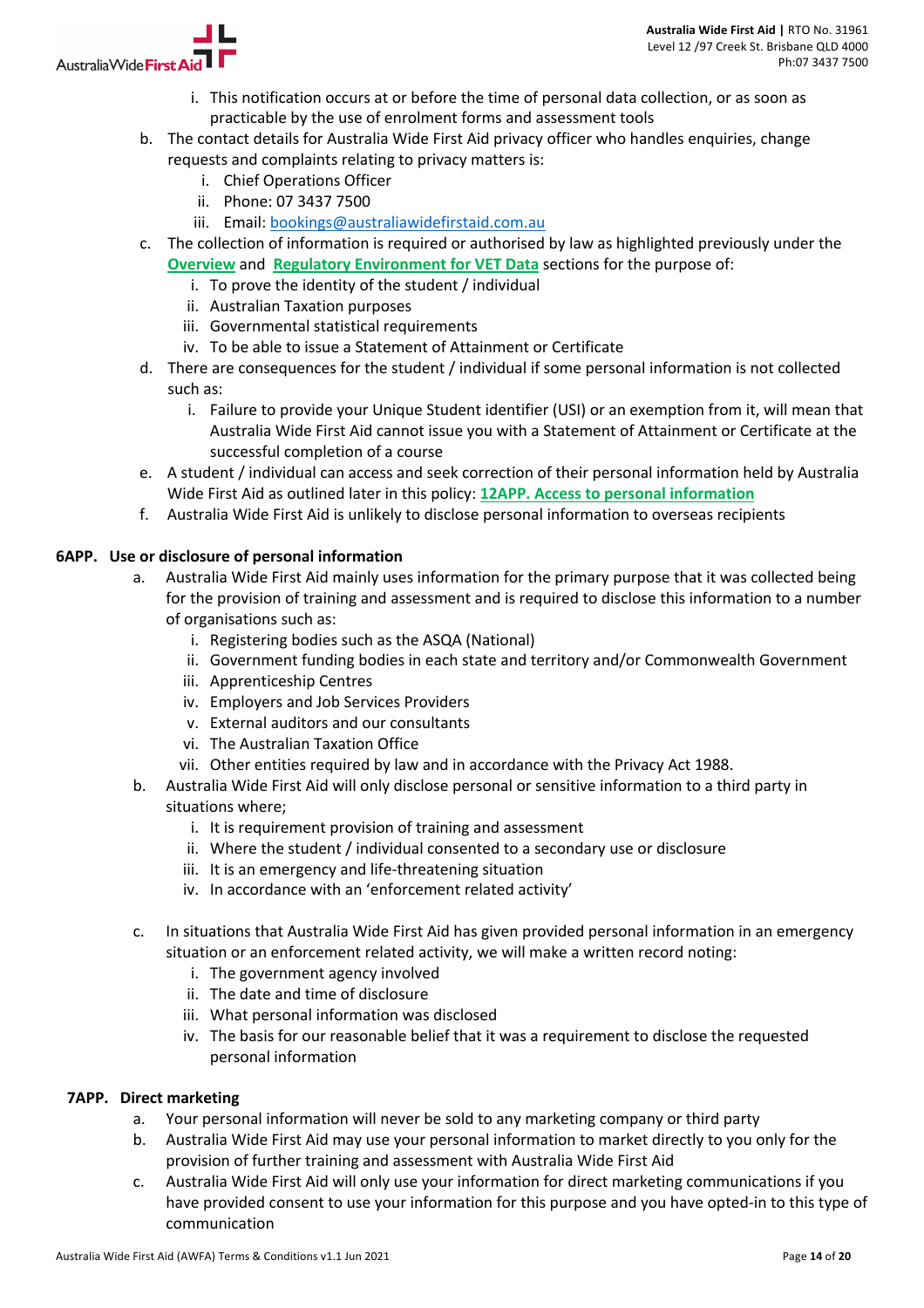i. This notification occurs at or before the time of personal data collection, or as soon as practicable by the use of enrolment forms and assessment tools

b. The contact details for Australia Wide First Aid privacy officer who handles enquiries, change requests and complaints relating to privacy matters is:
   i. Chief Operations Officer
   ii. Phone: 07 3437 7500
   iii. Email: bookings@australiawidefirstaid.com.au

c. The collection of information is required or authorised by law as highlighted previously under the **Overview** and **Regulatory Environment for VET Data** sections for the purpose of:
   i. To prove the identity of the student / individual
   ii. Australian Taxation purposes
   iii. Governmental statistical requirements
   iv. To be able to issue a Statement of Attainment or Certificate

d. There are consequences for the student / individual if some personal information is not collected such as:
   i. Failure to provide your Unique Student identifier (USI) or an exemption from it, will mean that Australia Wide First Aid cannot issue you with a Statement of Attainment or Certificate at the successful completion of a course

e. A student / individual can access and seek correction of their personal information held by Australia Wide First Aid as outlined later in this policy: **12APP. Access to personal information**

f. Australia Wide First Aid is unlikely to disclose personal information to overseas recipients

### 6APP. Use or disclosure of personal information

a. Australia Wide First Aid mainly uses information for the primary purpose that it was collected being for the provision of training and assessment and is required to disclose this information to a number of organisations such as:
   i. Registering bodies such as the ASQA (National)
   ii. Government funding bodies in each state and territory and/or Commonwealth Government
   iii. Apprenticeship Centres
   iv. Employers and Job Services Providers
   v. External auditors and our consultants
   vi. The Australian Taxation Office
   vii. Other entities required by law and in accordance with the Privacy Act 1988.

b. Australia Wide First Aid will only disclose personal or sensitive information to a third party in situations where;
   i. It is requirement provision of training and assessment
   ii. Where the student / individual consented to a secondary use or disclosure
   iii. It is an emergency and life-threatening situation
   iv. In accordance with an 'enforcement related activity'

c. In situations that Australia Wide First Aid has given provided personal information in an emergency situation or an enforcement related activity, we will make a written record noting:
   i. The government agency involved
   ii. The date and time of disclosure
   iii. What personal information was disclosed
   iv. The basis for our reasonable belief that it was a requirement to disclose the requested personal information

### 7APP. Direct marketing

a. Your personal information will never be sold to any marketing company or third party

b. Australia Wide First Aid may use your personal information to market directly to you only for the provision of further training and assessment with Australia Wide First Aid

c. Australia Wide First Aid will only use your information for direct marketing communications if you have provided consent to use your information for this purpose and you have opted-in to this type of communication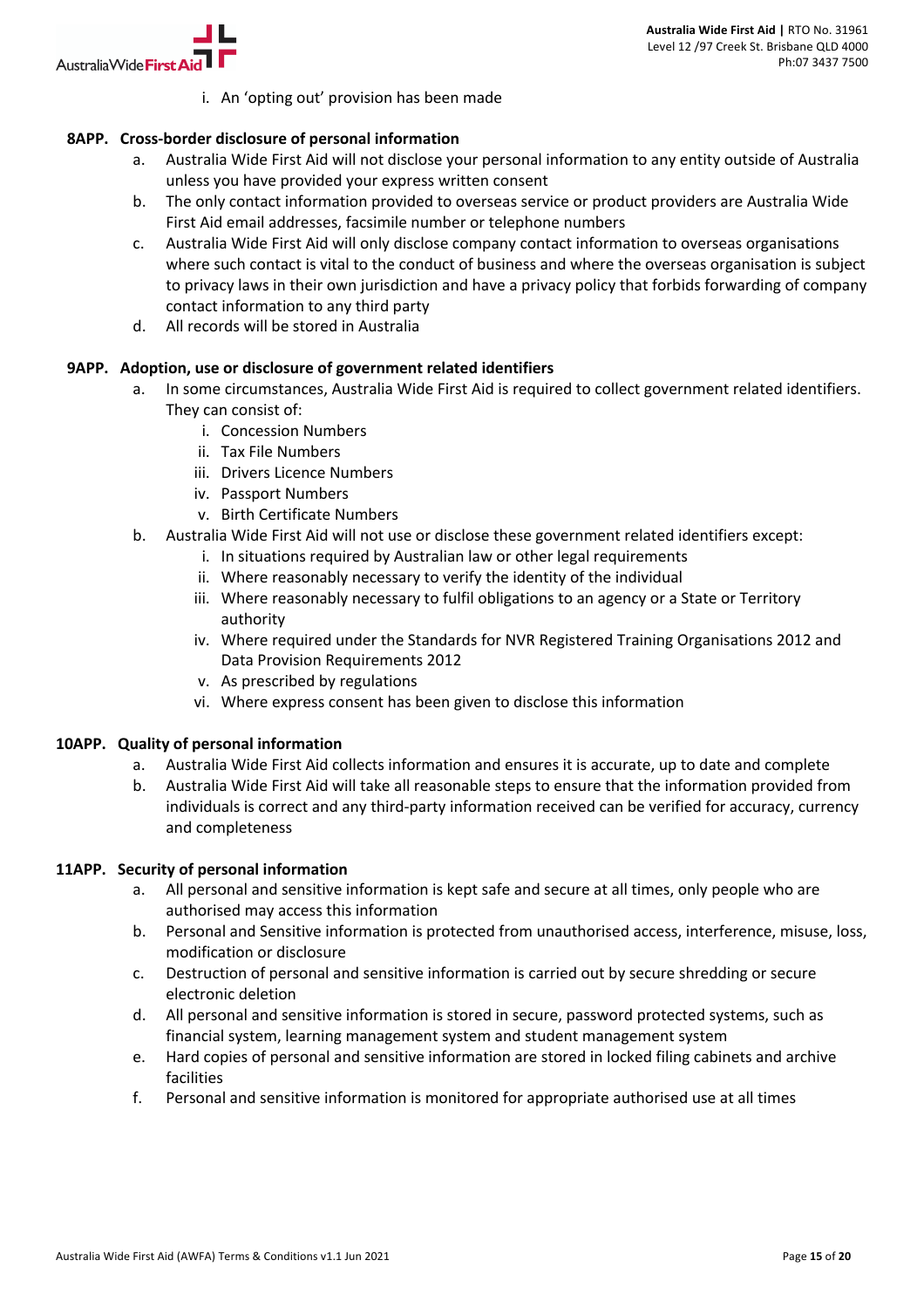i. An 'opting out' provision has been made

**8APP. Cross-border disclosure of personal information**

a. Australia Wide First Aid will not disclose your personal information to any entity outside of Australia unless you have provided your express written consent
b. The only contact information provided to overseas service or product providers are Australia Wide First Aid email addresses, facsimile number or telephone numbers
c. Australia Wide First Aid will only disclose company contact information to overseas organisations where such contact is vital to the conduct of business and where the overseas organisation is subject to privacy laws in their own jurisdiction and have a privacy policy that forbids forwarding of company contact information to any third party
d. All records will be stored in Australia

**9APP. Adoption, use or disclosure of government related identifiers**

a. In some circumstances, Australia Wide First Aid is required to collect government related identifiers. They can consist of:
   i. Concession Numbers
   ii. Tax File Numbers
   iii. Drivers Licence Numbers
   iv. Passport Numbers
   v. Birth Certificate Numbers
b. Australia Wide First Aid will not use or disclose these government related identifiers except:
   i. In situations required by Australian law or other legal requirements
   ii. Where reasonably necessary to verify the identity of the individual
   iii. Where reasonably necessary to fulfil obligations to an agency or a State or Territory authority
   iv. Where required under the Standards for NVR Registered Training Organisations 2012 and Data Provision Requirements 2012
   v. As prescribed by regulations
   vi. Where express consent has been given to disclose this information

**10APP. Quality of personal information**

a. Australia Wide First Aid collects information and ensures it is accurate, up to date and complete
b. Australia Wide First Aid will take all reasonable steps to ensure that the information provided from individuals is correct and any third-party information received can be verified for accuracy, currency and completeness

**11APP. Security of personal information**

a. All personal and sensitive information is kept safe and secure at all times, only people who are authorised may access this information
b. Personal and Sensitive information is protected from unauthorised access, interference, misuse, loss, modification or disclosure
c. Destruction of personal and sensitive information is carried out by secure shredding or secure electronic deletion
d. All personal and sensitive information is stored in secure, password protected systems, such as financial system, learning management system and student management system
e. Hard copies of personal and sensitive information are stored in locked filing cabinets and archive facilities
f. Personal and sensitive information is monitored for appropriate authorised use at all times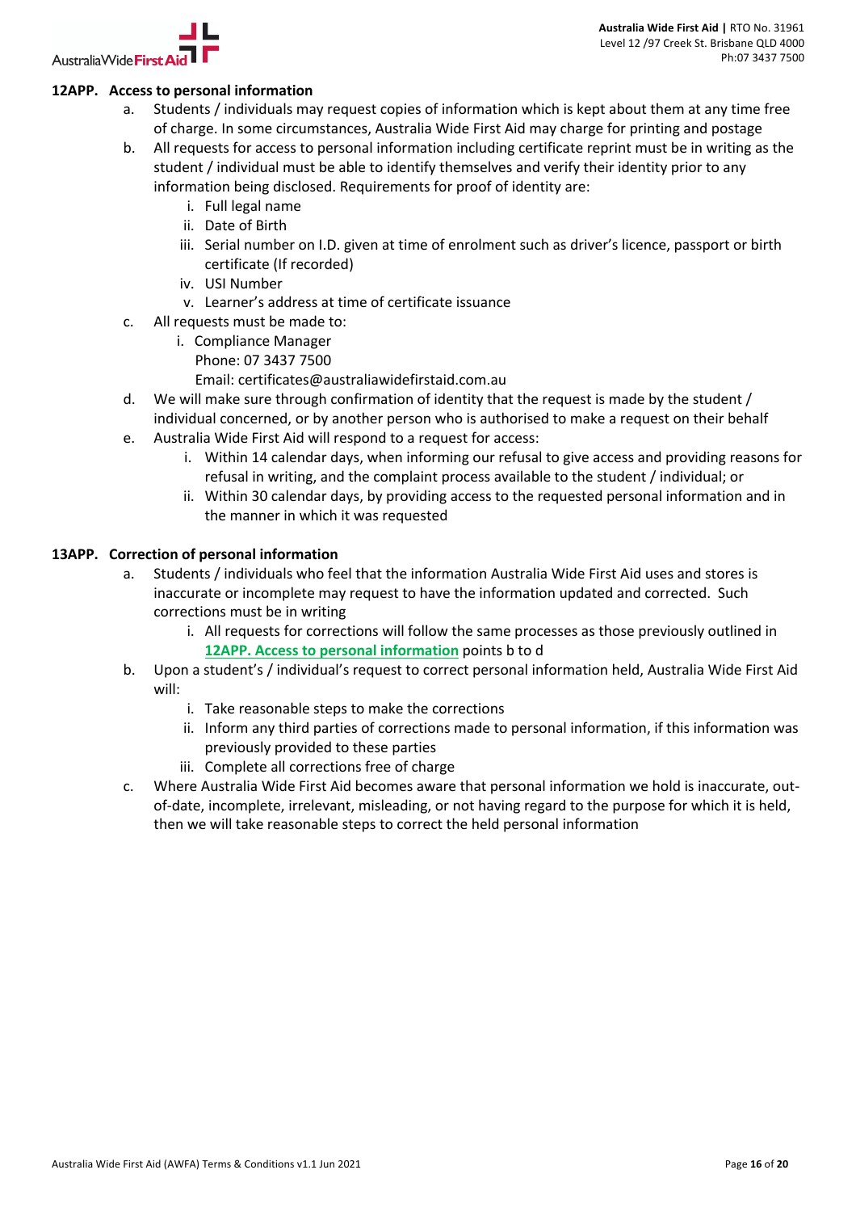## 12APP. Access to personal information

a. Students / individuals may request copies of information which is kept about them at any time free of charge. In some circumstances, Australia Wide First Aid may charge for printing and postage

b. All requests for access to personal information including certificate reprint must be in writing as the student / individual must be able to identify themselves and verify their identity prior to any information being disclosed. Requirements for proof of identity are:
   i. Full legal name
   ii. Date of Birth
   iii. Serial number on I.D. given at time of enrolment such as driver's licence, passport or birth certificate (If recorded)
   iv. USI Number
   v. Learner's address at time of certificate issuance

c. All requests must be made to:
   i. Compliance Manager
      Phone: 07 3437 7500
      Email: certificates@australiawidefirstaid.com.au

d. We will make sure through confirmation of identity that the request is made by the student / individual concerned, or by another person who is authorised to make a request on their behalf

e. Australia Wide First Aid will respond to a request for access:
   i. Within 14 calendar days, when informing our refusal to give access and providing reasons for refusal in writing, and the complaint process available to the student / individual; or
   ii. Within 30 calendar days, by providing access to the requested personal information and in the manner in which it was requested

## 13APP. Correction of personal information

a. Students / individuals who feel that the information Australia Wide First Aid uses and stores is inaccurate or incomplete may request to have the information updated and corrected. Such corrections must be in writing
   i. All requests for corrections will follow the same processes as those previously outlined in **12APP. Access to personal information** points b to d

b. Upon a student's / individual's request to correct personal information held, Australia Wide First Aid will:
   i. Take reasonable steps to make the corrections
   ii. Inform any third parties of corrections made to personal information, if this information was previously provided to these parties
   iii. Complete all corrections free of charge

c. Where Australia Wide First Aid becomes aware that personal information we hold is inaccurate, out-of-date, incomplete, irrelevant, misleading, or not having regard to the purpose for which it is held, then we will take reasonable steps to correct the held personal information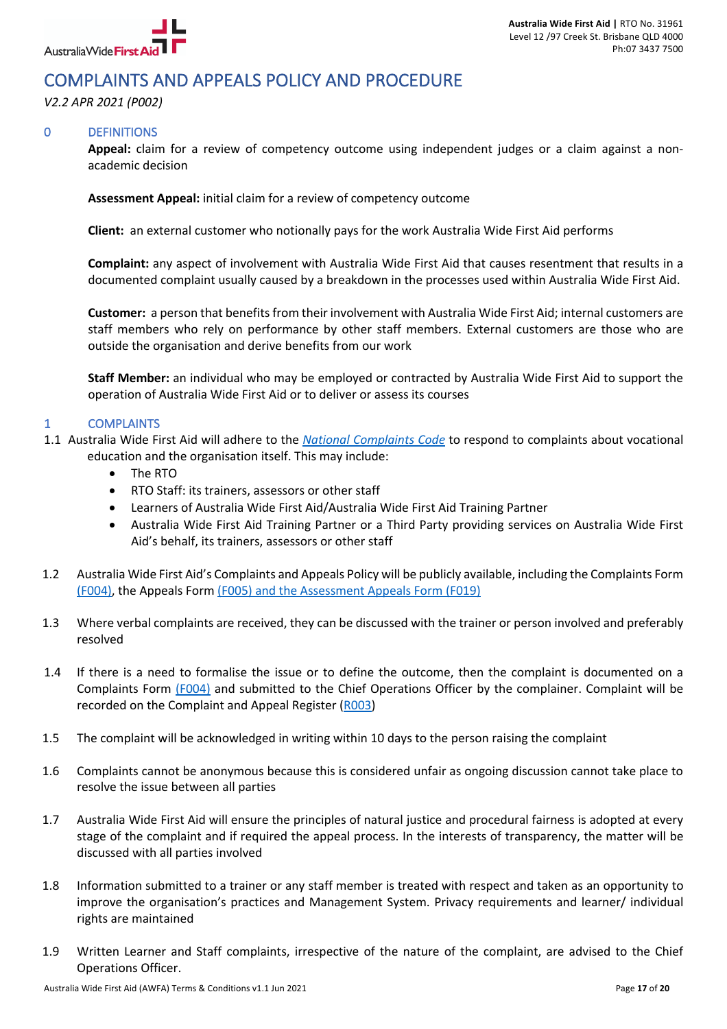# COMPLAINTS AND APPEALS POLICY AND PROCEDURE

*V2.2 APR 2021 (P002)*

## 0 DEFINITIONS

**Appeal:** claim for a review of competency outcome using independent judges or a claim against a non-academic decision

**Assessment Appeal:** initial claim for a review of competency outcome

**Client:** an external customer who notionally pays for the work Australia Wide First Aid performs

**Complaint:** any aspect of involvement with Australia Wide First Aid that causes resentment that results in a documented complaint usually caused by a breakdown in the processes used within Australia Wide First Aid.

**Customer:** a person that benefits from their involvement with Australia Wide First Aid; internal customers are staff members who rely on performance by other staff members. External customers are those who are outside the organisation and derive benefits from our work

**Staff Member:** an individual who may be employed or contracted by Australia Wide First Aid to support the operation of Australia Wide First Aid or to deliver or assess its courses

## 1 COMPLAINTS

1.1 Australia Wide First Aid will adhere to the *National Complaints Code* to respond to complaints about vocational education and the organisation itself. This may include:

- The RTO
- RTO Staff: its trainers, assessors or other staff
- Learners of Australia Wide First Aid/Australia Wide First Aid Training Partner
- Australia Wide First Aid Training Partner or a Third Party providing services on Australia Wide First Aid's behalf, its trainers, assessors or other staff

1.2 Australia Wide First Aid's Complaints and Appeals Policy will be publicly available, including the Complaints Form (F004), the Appeals Form (F005) and the Assessment Appeals Form (F019)

1.3 Where verbal complaints are received, they can be discussed with the trainer or person involved and preferably resolved

1.4 If there is a need to formalise the issue or to define the outcome, then the complaint is documented on a Complaints Form (F004) and submitted to the Chief Operations Officer by the complainer. Complaint will be recorded on the Complaint and Appeal Register (R003)

1.5 The complaint will be acknowledged in writing within 10 days to the person raising the complaint

1.6 Complaints cannot be anonymous because this is considered unfair as ongoing discussion cannot take place to resolve the issue between all parties

1.7 Australia Wide First Aid will ensure the principles of natural justice and procedural fairness is adopted at every stage of the complaint and if required the appeal process. In the interests of transparency, the matter will be discussed with all parties involved

1.8 Information submitted to a trainer or any staff member is treated with respect and taken as an opportunity to improve the organisation's practices and Management System. Privacy requirements and learner/ individual rights are maintained

1.9 Written Learner and Staff complaints, irrespective of the nature of the complaint, are advised to the Chief Operations Officer.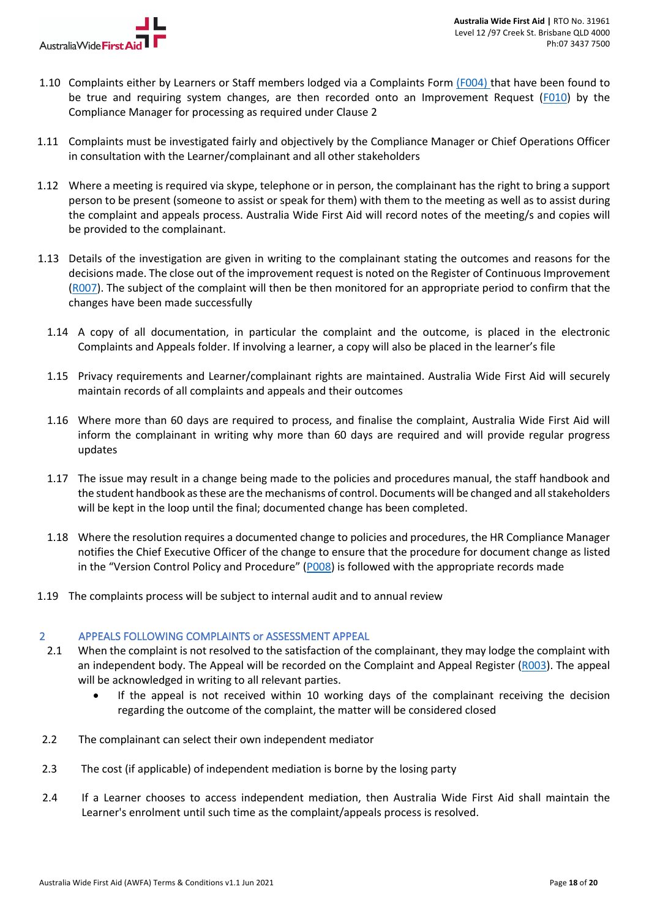1.10 Complaints either by Learners or Staff members lodged via a Complaints Form (F004) that have been found to be true and requiring system changes, are then recorded onto an Improvement Request (F010) by the Compliance Manager for processing as required under Clause 2

1.11 Complaints must be investigated fairly and objectively by the Compliance Manager or Chief Operations Officer in consultation with the Learner/complainant and all other stakeholders

1.12 Where a meeting is required via skype, telephone or in person, the complainant has the right to bring a support person to be present (someone to assist or speak for them) with them to the meeting as well as to assist during the complaint and appeals process. Australia Wide First Aid will record notes of the meeting/s and copies will be provided to the complainant.

1.13 Details of the investigation are given in writing to the complainant stating the outcomes and reasons for the decisions made. The close out of the improvement request is noted on the Register of Continuous Improvement (R007). The subject of the complaint will then be then monitored for an appropriate period to confirm that the changes have been made successfully

1.14 A copy of all documentation, in particular the complaint and the outcome, is placed in the electronic Complaints and Appeals folder. If involving a learner, a copy will also be placed in the learner's file

1.15 Privacy requirements and Learner/complainant rights are maintained. Australia Wide First Aid will securely maintain records of all complaints and appeals and their outcomes

1.16 Where more than 60 days are required to process, and finalise the complaint, Australia Wide First Aid will inform the complainant in writing why more than 60 days are required and will provide regular progress updates

1.17 The issue may result in a change being made to the policies and procedures manual, the staff handbook and the student handbook as these are the mechanisms of control. Documents will be changed and all stakeholders will be kept in the loop until the final; documented change has been completed.

1.18 Where the resolution requires a documented change to policies and procedures, the HR Compliance Manager notifies the Chief Executive Officer of the change to ensure that the procedure for document change as listed in the "Version Control Policy and Procedure" (P008) is followed with the appropriate records made

1.19 The complaints process will be subject to internal audit and to annual review

## 2 APPEALS FOLLOWING COMPLAINTS or ASSESSMENT APPEAL

2.1 When the complaint is not resolved to the satisfaction of the complainant, they may lodge the complaint with an independent body. The Appeal will be recorded on the Complaint and Appeal Register (R003). The appeal will be acknowledged in writing to all relevant parties.

- If the appeal is not received within 10 working days of the complainant receiving the decision regarding the outcome of the complaint, the matter will be considered closed

2.2 The complainant can select their own independent mediator

2.3 The cost (if applicable) of independent mediation is borne by the losing party

2.4 If a Learner chooses to access independent mediation, then Australia Wide First Aid shall maintain the Learner's enrolment until such time as the complaint/appeals process is resolved.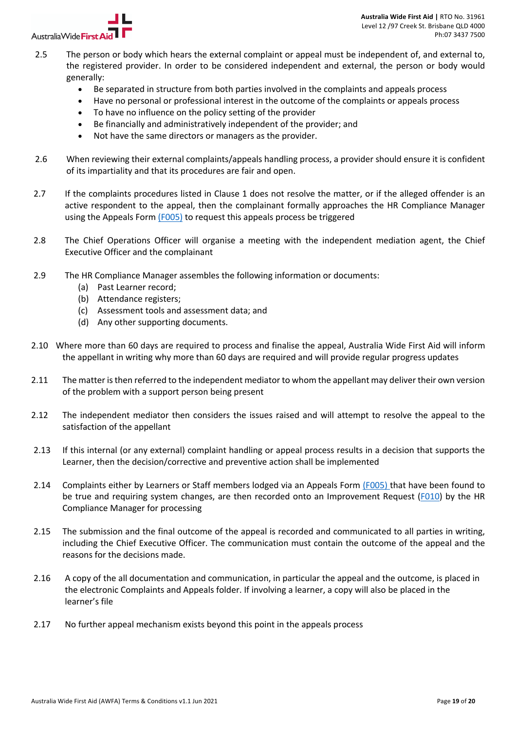2.5 The person or body which hears the external complaint or appeal must be independent of, and external to, the registered provider. In order to be considered independent and external, the person or body would generally:

- Be separated in structure from both parties involved in the complaints and appeals process
- Have no personal or professional interest in the outcome of the complaints or appeals process
- To have no influence on the policy setting of the provider
- Be financially and administratively independent of the provider; and
- Not have the same directors or managers as the provider.

2.6 When reviewing their external complaints/appeals handling process, a provider should ensure it is confident of its impartiality and that its procedures are fair and open.

2.7 If the complaints procedures listed in Clause 1 does not resolve the matter, or if the alleged offender is an active respondent to the appeal, then the complainant formally approaches the HR Compliance Manager using the Appeals Form (F005) to request this appeals process be triggered

2.8 The Chief Operations Officer will organise a meeting with the independent mediation agent, the Chief Executive Officer and the complainant

2.9 The HR Compliance Manager assembles the following information or documents:

(a) Past Learner record;
(b) Attendance registers;
(c) Assessment tools and assessment data; and
(d) Any other supporting documents.

2.10 Where more than 60 days are required to process and finalise the appeal, Australia Wide First Aid will inform the appellant in writing why more than 60 days are required and will provide regular progress updates

2.11 The matter is then referred to the independent mediator to whom the appellant may deliver their own version of the problem with a support person being present

2.12 The independent mediator then considers the issues raised and will attempt to resolve the appeal to the satisfaction of the appellant

2.13 If this internal (or any external) complaint handling or appeal process results in a decision that supports the Learner, then the decision/corrective and preventive action shall be implemented

2.14 Complaints either by Learners or Staff members lodged via an Appeals Form (F005) that have been found to be true and requiring system changes, are then recorded onto an Improvement Request (F010) by the HR Compliance Manager for processing

2.15 The submission and the final outcome of the appeal is recorded and communicated to all parties in writing, including the Chief Executive Officer. The communication must contain the outcome of the appeal and the reasons for the decisions made.

2.16 A copy of the all documentation and communication, in particular the appeal and the outcome, is placed in the electronic Complaints and Appeals folder. If involving a learner, a copy will also be placed in the learner's file

2.17 No further appeal mechanism exists beyond this point in the appeals process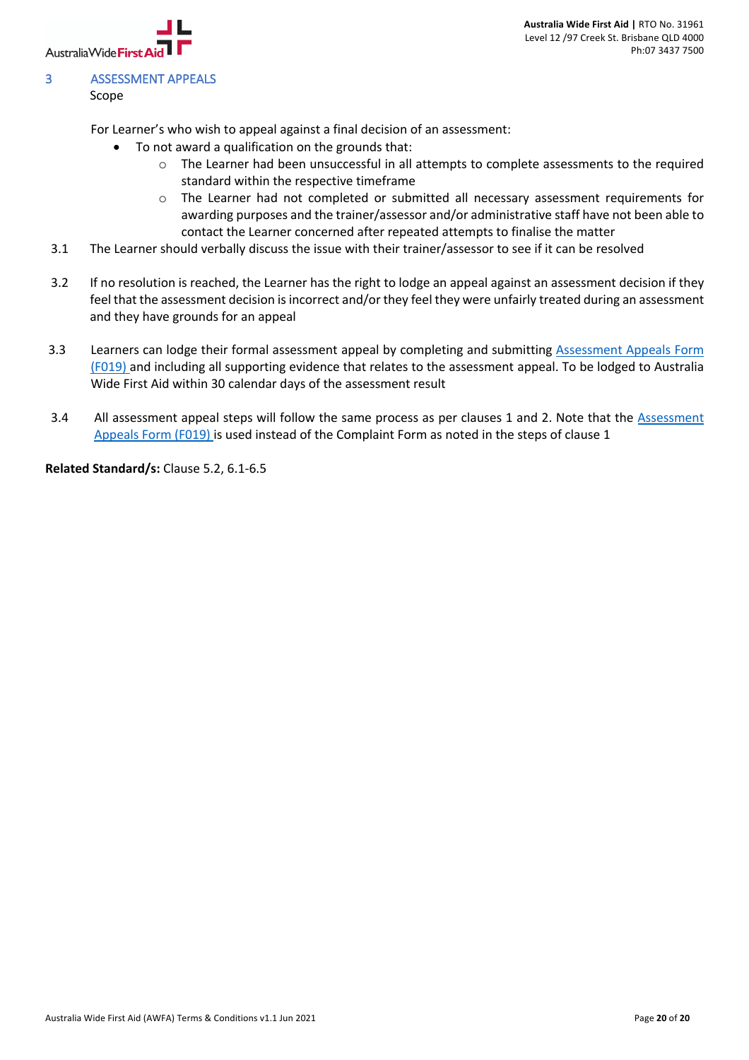## 3 ASSESSMENT APPEALS

Scope

For Learner's who wish to appeal against a final decision of an assessment:

- To not award a qualification on the grounds that:
  - The Learner had been unsuccessful in all attempts to complete assessments to the required standard within the respective timeframe
  - The Learner had not completed or submitted all necessary assessment requirements for awarding purposes and the trainer/assessor and/or administrative staff have not been able to contact the Learner concerned after repeated attempts to finalise the matter

3.1 The Learner should verbally discuss the issue with their trainer/assessor to see if it can be resolved

3.2 If no resolution is reached, the Learner has the right to lodge an appeal against an assessment decision if they feel that the assessment decision is incorrect and/or they feel they were unfairly treated during an assessment and they have grounds for an appeal

3.3 Learners can lodge their formal assessment appeal by completing and submitting Assessment Appeals Form (F019) and including all supporting evidence that relates to the assessment appeal. To be lodged to Australia Wide First Aid within 30 calendar days of the assessment result

3.4 All assessment appeal steps will follow the same process as per clauses 1 and 2. Note that the Assessment Appeals Form (F019) is used instead of the Complaint Form as noted in the steps of clause 1

**Related Standard/s:** Clause 5.2, 6.1-6.5